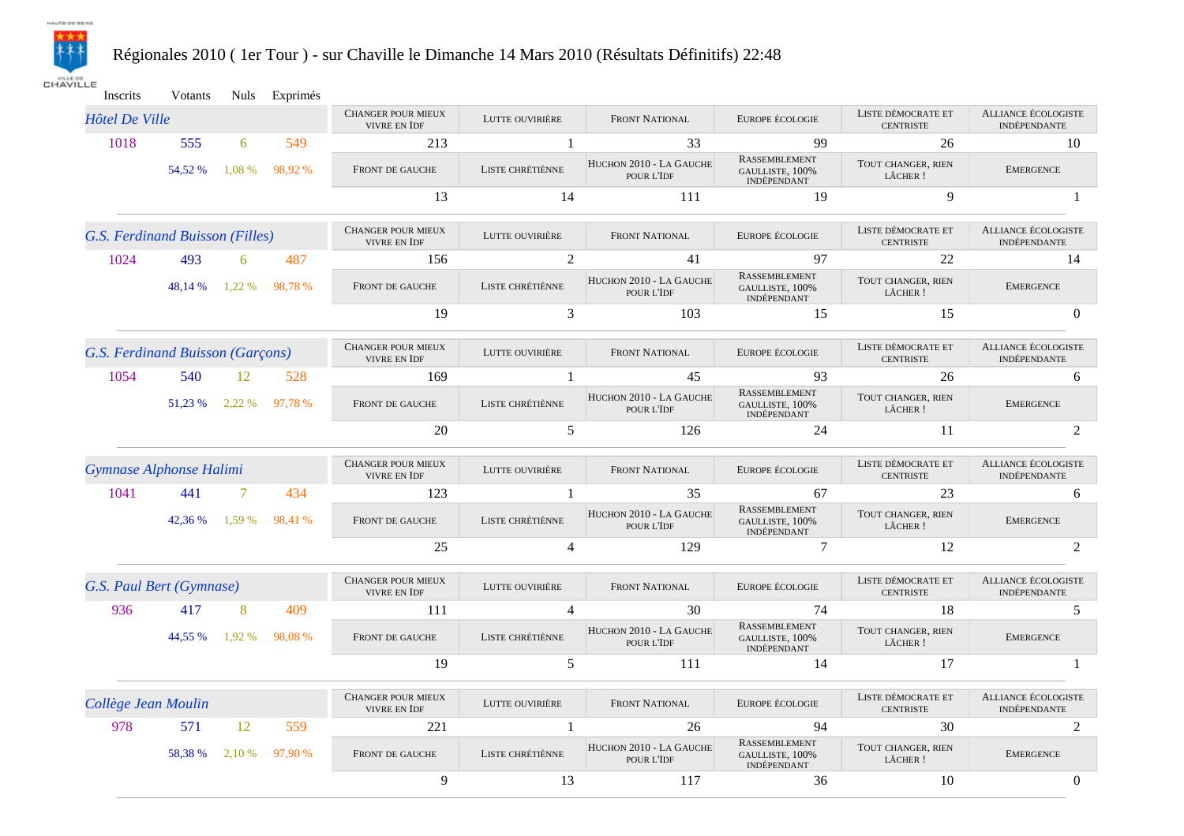# Régionales 2010 ( 1er Tour ) - sur Chaville le Dimanche 14 Mars 2010 (Résultats Définitifs) 22:48

| Bureau | Inscrits | Votants | Nuls | Exprimés |
|---|---|---|---|---|
| Hôtel De Ville | 1018 | 555 (54,52 %) | 6 (1,08 %) | 549 (98,92 %) |
| G.S. Ferdinand Buisson (Filles) | 1024 | 493 (48,14 %) | 6 (1,22 %) | 487 (98,78 %) |
| G.S. Ferdinand Buisson (Garçons) | 1054 | 540 (51,23 %) | 12 (2,22 %) | 528 (97,78 %) |
| Gymnase Alphonse Halimi | 1041 | 441 (42,36 %) | 7 (1,59 %) | 434 (98,41 %) |
| G.S. Paul Bert (Gymnase) | 936 | 417 (44,55 %) | 8 (1,92 %) | 409 (98,08 %) |
| Collège Jean Moulin | 978 | 571 (58,38 %) | 12 (2,10 %) | 559 (97,90 %) |

| Bureau | Changer pour mieux vivre en IdF | Lutte ouvrière | Front National | Europe écologie | Liste démocrate et centriste | Alliance écologiste indépendante | Front de gauche | Liste chrétienne | Huchon 2010 - La Gauche pour l'IdF | Rassemblement gaulliste, 100% indépendant | Tout changer, rien lâcher ! | Emergence |
|---|---|---|---|---|---|---|---|---|---|---|---|---|
| Hôtel De Ville | 213 | 1 | 33 | 99 | 26 | 10 | 13 | 14 | 111 | 19 | 9 | 1 |
| G.S. Ferdinand Buisson (Filles) | 156 | 2 | 41 | 97 | 22 | 14 | 19 | 3 | 103 | 15 | 15 | 0 |
| G.S. Ferdinand Buisson (Garçons) | 169 | 1 | 45 | 93 | 26 | 6 | 20 | 5 | 126 | 24 | 11 | 2 |
| Gymnase Alphonse Halimi | 123 | 1 | 35 | 67 | 23 | 6 | 25 | 4 | 129 | 7 | 12 | 2 |
| G.S. Paul Bert (Gymnase) | 111 | 4 | 30 | 74 | 18 | 5 | 19 | 5 | 111 | 14 | 17 | 1 |
| Collège Jean Moulin | 221 | 1 | 26 | 94 | 30 | 2 | 9 | 13 | 117 | 36 | 10 | 0 |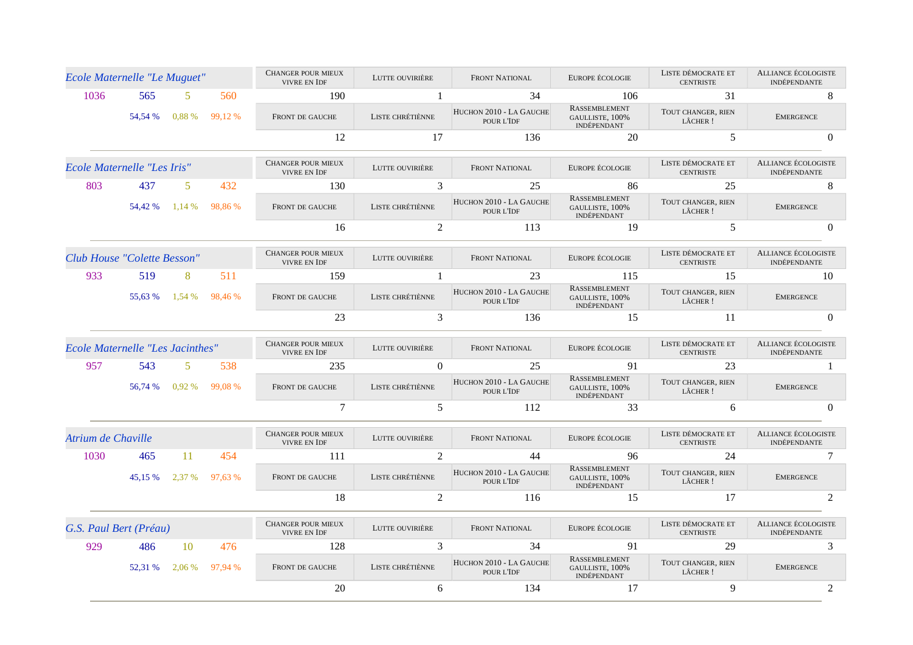## Ecole Maternelle "Le Muguet"

| Inscrits | Votants | Blancs/Nuls | Exprimés |
|---|---|---|---|
| 1036 | 565 | 5 | 560 |
| | 54,54 % | 0,88 % | 99,12 % |

| Changer pour mieux vivre en IdF | Lutte ouvirière | Front National | Europe écologie | Liste démocrate et centriste | Alliance écologiste indépendante |
|---|---|---|---|---|---|
| 190 | 1 | 34 | 106 | 31 | 8 |
| **Front de gauche** | **Liste chrétiènne** | **Huchon 2010 - La Gauche pour l'IdF** | **Rassemblement gaulliste, 100% indépendant** | **Tout changer, rien lâcher !** | **Emergence** |
| 12 | 17 | 136 | 20 | 5 | 0 |

## Ecole Maternelle "Les Iris"

| Inscrits | Votants | Blancs/Nuls | Exprimés |
|---|---|---|---|
| 803 | 437 | 5 | 432 |
| | 54,42 % | 1,14 % | 98,86 % |

| Changer pour mieux vivre en IdF | Lutte ouvirière | Front National | Europe écologie | Liste démocrate et centriste | Alliance écologiste indépendante |
|---|---|---|---|---|---|
| 130 | 3 | 25 | 86 | 25 | 8 |
| **Front de gauche** | **Liste chrétiènne** | **Huchon 2010 - La Gauche pour l'IdF** | **Rassemblement gaulliste, 100% indépendant** | **Tout changer, rien lâcher !** | **Emergence** |
| 16 | 2 | 113 | 19 | 5 | 0 |

## Club House "Colette Besson"

| Inscrits | Votants | Blancs/Nuls | Exprimés |
|---|---|---|---|
| 933 | 519 | 8 | 511 |
| | 55,63 % | 1,54 % | 98,46 % |

| Changer pour mieux vivre en IdF | Lutte ouvirière | Front National | Europe écologie | Liste démocrate et centriste | Alliance écologiste indépendante |
|---|---|---|---|---|---|
| 159 | 1 | 23 | 115 | 15 | 10 |
| **Front de gauche** | **Liste chrétiènne** | **Huchon 2010 - La Gauche pour l'IdF** | **Rassemblement gaulliste, 100% indépendant** | **Tout changer, rien lâcher !** | **Emergence** |
| 23 | 3 | 136 | 15 | 11 | 0 |

## Ecole Maternelle "Les Jacinthes"

| Inscrits | Votants | Blancs/Nuls | Exprimés |
|---|---|---|---|
| 957 | 543 | 5 | 538 |
| | 56,74 % | 0,92 % | 99,08 % |

| Changer pour mieux vivre en IdF | Lutte ouvirière | Front National | Europe écologie | Liste démocrate et centriste | Alliance écologiste indépendante |
|---|---|---|---|---|---|
| 235 | 0 | 25 | 91 | 23 | 1 |
| **Front de gauche** | **Liste chrétiènne** | **Huchon 2010 - La Gauche pour l'IdF** | **Rassemblement gaulliste, 100% indépendant** | **Tout changer, rien lâcher !** | **Emergence** |
| 7 | 5 | 112 | 33 | 6 | 0 |

## Atrium de Chaville

| Inscrits | Votants | Blancs/Nuls | Exprimés |
|---|---|---|---|
| 1030 | 465 | 11 | 454 |
| | 45,15 % | 2,37 % | 97,63 % |

| Changer pour mieux vivre en IdF | Lutte ouvirière | Front National | Europe écologie | Liste démocrate et centriste | Alliance écologiste indépendante |
|---|---|---|---|---|---|
| 111 | 2 | 44 | 96 | 24 | 7 |
| **Front de gauche** | **Liste chrétiènne** | **Huchon 2010 - La Gauche pour l'IdF** | **Rassemblement gaulliste, 100% indépendant** | **Tout changer, rien lâcher !** | **Emergence** |
| 18 | 2 | 116 | 15 | 17 | 2 |

## G.S. Paul Bert (Préau)

| Inscrits | Votants | Blancs/Nuls | Exprimés |
|---|---|---|---|
| 929 | 486 | 10 | 476 |
| | 52,31 % | 2,06 % | 97,94 % |

| Changer pour mieux vivre en IdF | Lutte ouvirière | Front National | Europe écologie | Liste démocrate et centriste | Alliance écologiste indépendante |
|---|---|---|---|---|---|
| 128 | 3 | 34 | 91 | 29 | 3 |
| **Front de gauche** | **Liste chrétiènne** | **Huchon 2010 - La Gauche pour l'IdF** | **Rassemblement gaulliste, 100% indépendant** | **Tout changer, rien lâcher !** | **Emergence** |
| 20 | 6 | 134 | 17 | 9 | 2 |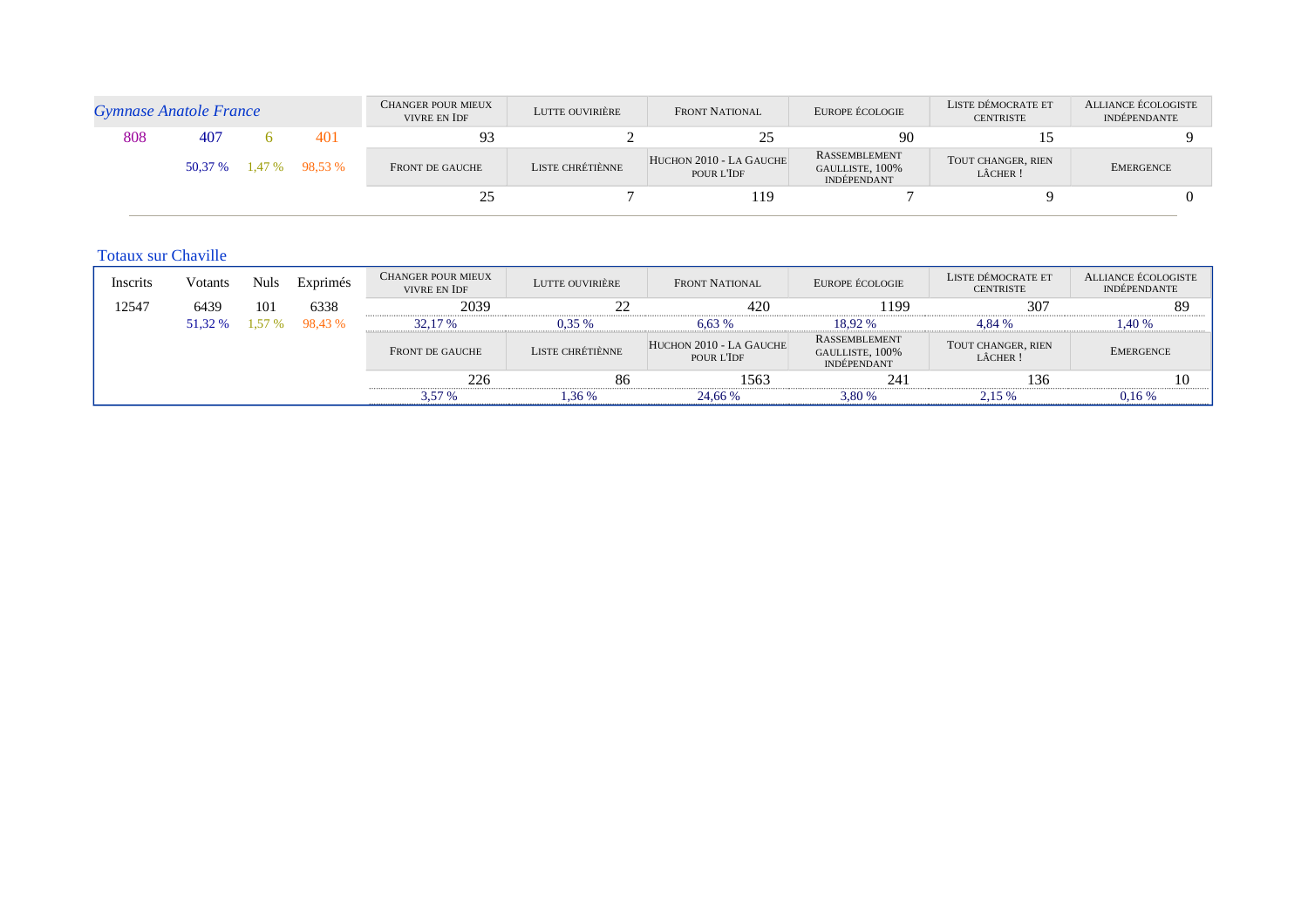## *Gymnase Anatole France*

| | | | | Changer pour mieux vivre en IdF | Lutte ouvirière | Front National | Europe écologie | Liste démocrate et centriste | Alliance écologiste indépendante |
|---|---|---|---|---|---|---|---|---|---|
| 808 | 407 | 6 | 401 | 93 | 2 | 25 | 90 | 15 | 9 |
| | 50,37 % | 1,47 % | 98,53 % | **Front de gauche** | **Liste chrétiènne** | **Huchon 2010 - La Gauche pour l'IdF** | **Rassemblement gaulliste, 100% indépendant** | **Tout changer, rien lâcher !** | **Emergence** |
| | | | | 25 | 7 | 119 | 7 | 9 | 0 |

## Totaux sur Chaville

| Inscrits | Votants | Nuls | Exprimés | Changer pour mieux vivre en IdF | Lutte ouvirière | Front National | Europe écologie | Liste démocrate et centriste | Alliance écologiste indépendante |
|---|---|---|---|---|---|---|---|---|---|
| 12547 | 6439 | 101 | 6338 | 2039 | 22 | 420 | 1199 | 307 | 89 |
| | 51,32 % | 1,57 % | 98,43 % | 32,17 % | 0,35 % | 6,63 % | 18,92 % | 4,84 % | 1,40 % |
| | | | | **Front de gauche** | **Liste chrétiènne** | **Huchon 2010 - La Gauche pour l'IdF** | **Rassemblement gaulliste, 100% indépendant** | **Tout changer, rien lâcher !** | **Emergence** |
| | | | | 226 | 86 | 1563 | 241 | 136 | 10 |
| | | | | 3,57 % | 1,36 % | 24,66 % | 3,80 % | 2,15 % | 0,16 % |